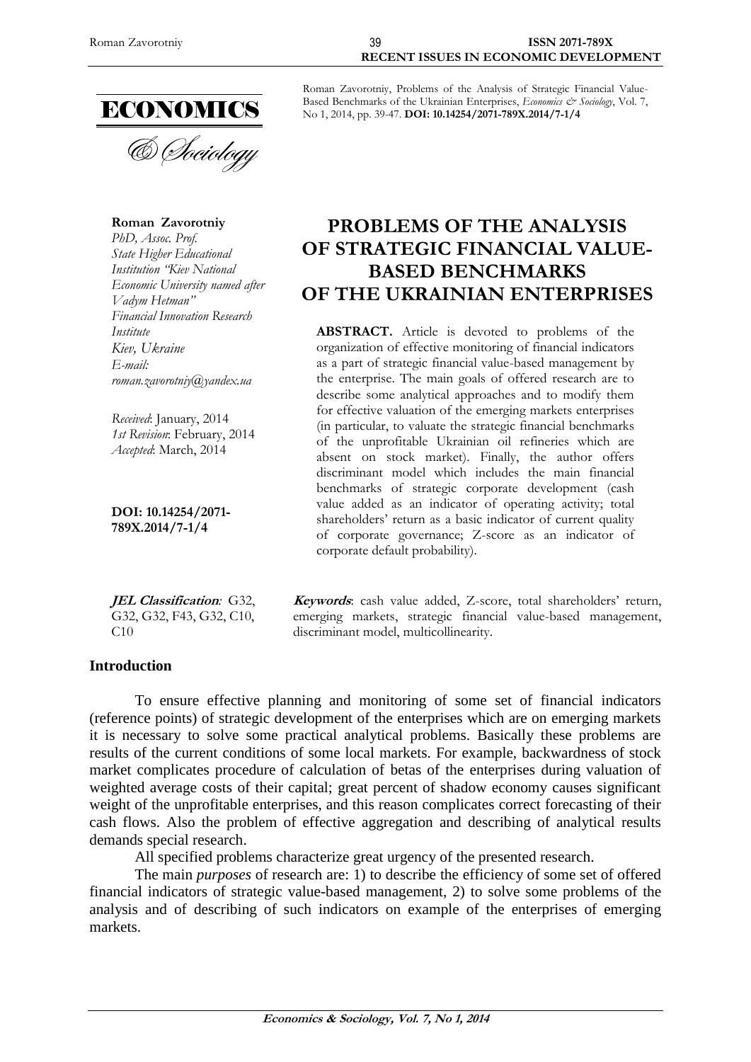ECONOMICS

& Sociology

Roman Zavorotniy, Problems of the Analysis of Strategic Financial Value-Based Benchmarks of the Ukrainian Enterprises, *Economics & Sociology*, Vol. 7, No 1, 2014, pp. 39-47. **DOI: 10.14254/2071-789X.2014/7-1/4**

**Roman Zavorotniy**
*PhD, Assoc. Prof.*
*State Higher Educational Institution "Kiev National Economic University named after Vadym Hetman"*
*Financial Innovation Research Institute*
*Kiev, Ukraine*
*E-mail:*
*roman.zavorotniy@yandex.ua*

*Received*: January, 2014
*1st Revision*: February, 2014
*Accepted*: March, 2014

**DOI: 10.14254/2071-789X.2014/7-1/4**

# PROBLEMS OF THE ANALYSIS OF STRATEGIC FINANCIAL VALUE-BASED BENCHMARKS OF THE UKRAINIAN ENTERPRISES

**ABSTRACT.** Article is devoted to problems of the organization of effective monitoring of financial indicators as a part of strategic financial value-based management by the enterprise. The main goals of offered research are to describe some analytical approaches and to modify them for effective valuation of the emerging markets enterprises (in particular, to valuate the strategic financial benchmarks of the unprofitable Ukrainian oil refineries which are absent on stock market). Finally, the author offers discriminant model which includes the main financial benchmarks of strategic corporate development (cash value added as an indicator of operating activity; total shareholders' return as a basic indicator of current quality of corporate governance; Z-score as an indicator of corporate default probability).

***JEL Classification*:** G32, G32, G32, F43, G32, C10, C10

***Keywords***: cash value added, Z-score, total shareholders' return, emerging markets, strategic financial value-based management, discriminant model, multicollinearity.

## Introduction

To ensure effective planning and monitoring of some set of financial indicators (reference points) of strategic development of the enterprises which are on emerging markets it is necessary to solve some practical analytical problems. Basically these problems are results of the current conditions of some local markets. For example, backwardness of stock market complicates procedure of calculation of betas of the enterprises during valuation of weighted average costs of their capital; great percent of shadow economy causes significant weight of the unprofitable enterprises, and this reason complicates correct forecasting of their cash flows. Also the problem of effective aggregation and describing of analytical results demands special research.

All specified problems characterize great urgency of the presented research.

The main *purposes* of research are: 1) to describe the efficiency of some set of offered financial indicators of strategic value-based management, 2) to solve some problems of the analysis and of describing of such indicators on example of the enterprises of emerging markets.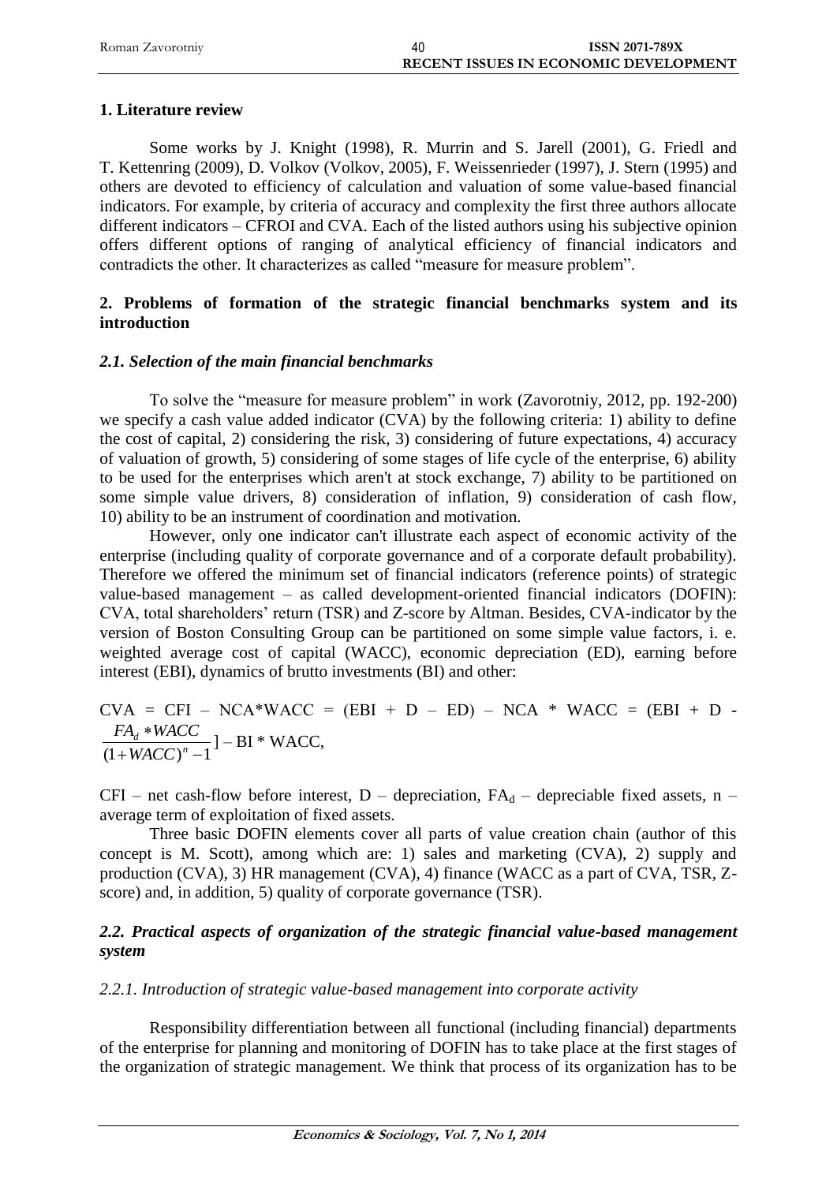## 1. Literature review

Some works by J. Knight (1998), R. Murrin and S. Jarell (2001), G. Friedl and T. Kettenring (2009), D. Volkov (Volkov, 2005), F. Weissenrieder (1997), J. Stern (1995) and others are devoted to efficiency of calculation and valuation of some value-based financial indicators. For example, by criteria of accuracy and complexity the first three authors allocate different indicators – CFROI and CVA. Each of the listed authors using his subjective opinion offers different options of ranging of analytical efficiency of financial indicators and contradicts the other. It characterizes as called "measure for measure problem".

## 2. Problems of formation of the strategic financial benchmarks system and its introduction

### *2.1. Selection of the main financial benchmarks*

To solve the "measure for measure problem" in work (Zavorotniy, 2012, pp. 192-200) we specify a cash value added indicator (CVA) by the following criteria: 1) ability to define the cost of capital, 2) considering the risk, 3) considering of future expectations, 4) accuracy of valuation of growth, 5) considering of some stages of life cycle of the enterprise, 6) ability to be used for the enterprises which aren't at stock exchange, 7) ability to be partitioned on some simple value drivers, 8) consideration of inflation, 9) consideration of cash flow, 10) ability to be an instrument of coordination and motivation.

However, only one indicator can't illustrate each aspect of economic activity of the enterprise (including quality of corporate governance and of a corporate default probability). Therefore we offered the minimum set of financial indicators (reference points) of strategic value-based management – as called development-oriented financial indicators (DOFIN): CVA, total shareholders' return (TSR) and Z-score by Altman. Besides, CVA-indicator by the version of Boston Consulting Group can be partitioned on some simple value factors, i. e. weighted average cost of capital (WACC), economic depreciation (ED), earning before interest (EBI), dynamics of brutto investments (BI) and other:

$$CVA = CFI - NCA*WACC = (EBI + D - ED) - NCA * WACC = (EBI + D - \frac{FA_d * WACC}{(1+WACC)^n - 1}] - BI * WACC,$$

CFI – net cash-flow before interest, D – depreciation, $FA_d$ – depreciable fixed assets, n – average term of exploitation of fixed assets.

Three basic DOFIN elements cover all parts of value creation chain (author of this concept is M. Scott), among which are: 1) sales and marketing (CVA), 2) supply and production (CVA), 3) HR management (CVA), 4) finance (WACC as a part of CVA, TSR, Z-score) and, in addition, 5) quality of corporate governance (TSR).

### *2.2. Practical aspects of organization of the strategic financial value-based management system*

#### *2.2.1. Introduction of strategic value-based management into corporate activity*

Responsibility differentiation between all functional (including financial) departments of the enterprise for planning and monitoring of DOFIN has to take place at the first stages of the organization of strategic management. We think that process of its organization has to be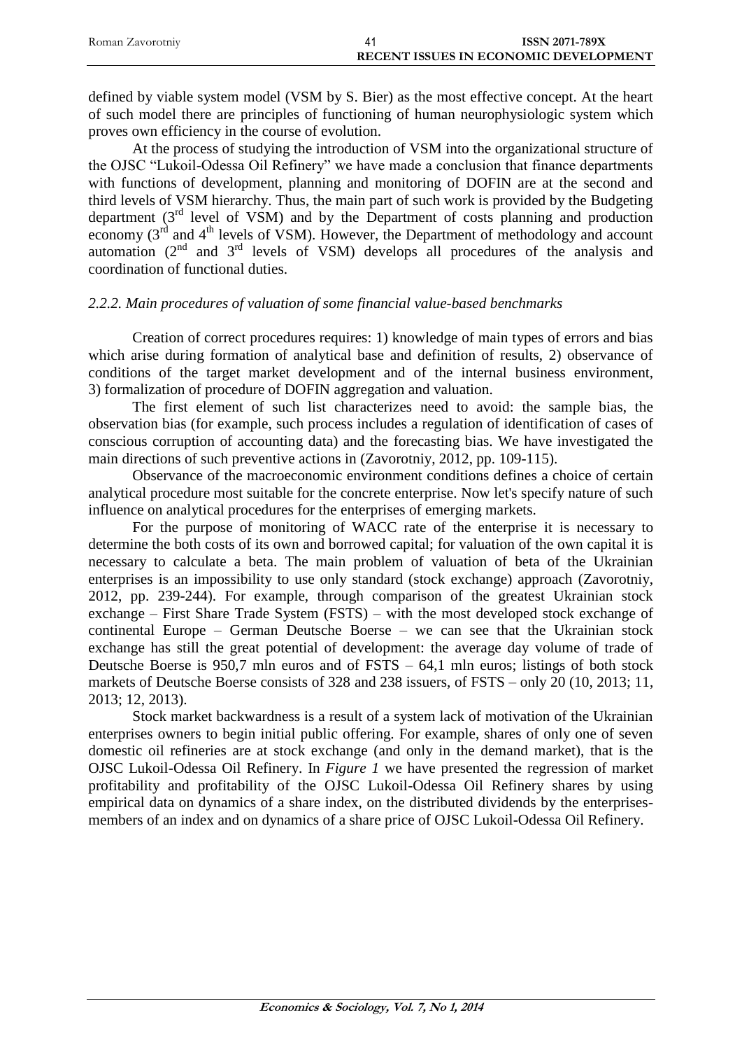defined by viable system model (VSM by S. Bier) as the most effective concept. At the heart of such model there are principles of functioning of human neurophysiologic system which proves own efficiency in the course of evolution.

At the process of studying the introduction of VSM into the organizational structure of the OJSC "Lukoil-Odessa Oil Refinery" we have made a conclusion that finance departments with functions of development, planning and monitoring of DOFIN are at the second and third levels of VSM hierarchy. Thus, the main part of such work is provided by the Budgeting department (3rd level of VSM) and by the Department of costs planning and production economy (3rd and 4th levels of VSM). However, the Department of methodology and account automation (2nd and 3rd levels of VSM) develops all procedures of the analysis and coordination of functional duties.

### *2.2.2. Main procedures of valuation of some financial value-based benchmarks*

Creation of correct procedures requires: 1) knowledge of main types of errors and bias which arise during formation of analytical base and definition of results, 2) observance of conditions of the target market development and of the internal business environment, 3) formalization of procedure of DOFIN aggregation and valuation.

The first element of such list characterizes need to avoid: the sample bias, the observation bias (for example, such process includes a regulation of identification of cases of conscious corruption of accounting data) and the forecasting bias. We have investigated the main directions of such preventive actions in (Zavorotniy, 2012, pp. 109-115).

Observance of the macroeconomic environment conditions defines a choice of certain analytical procedure most suitable for the concrete enterprise. Now let's specify nature of such influence on analytical procedures for the enterprises of emerging markets.

For the purpose of monitoring of WACC rate of the enterprise it is necessary to determine the both costs of its own and borrowed capital; for valuation of the own capital it is necessary to calculate a beta. The main problem of valuation of beta of the Ukrainian enterprises is an impossibility to use only standard (stock exchange) approach (Zavorotniy, 2012, pp. 239-244). For example, through comparison of the greatest Ukrainian stock exchange – First Share Trade System (FSTS) – with the most developed stock exchange of continental Europe – German Deutsche Boerse – we can see that the Ukrainian stock exchange has still the great potential of development: the average day volume of trade of Deutsche Boerse is 950,7 mln euros and of FSTS – 64,1 mln euros; listings of both stock markets of Deutsche Boerse consists of 328 and 238 issuers, of FSTS – only 20 (10, 2013; 11, 2013; 12, 2013).

Stock market backwardness is a result of a system lack of motivation of the Ukrainian enterprises owners to begin initial public offering. For example, shares of only one of seven domestic oil refineries are at stock exchange (and only in the demand market), that is the OJSC Lukoil-Odessa Oil Refinery. In *Figure 1* we have presented the regression of market profitability and profitability of the OJSC Lukoil-Odessa Oil Refinery shares by using empirical data on dynamics of a share index, on the distributed dividends by the enterprises-members of an index and on dynamics of a share price of OJSC Lukoil-Odessa Oil Refinery.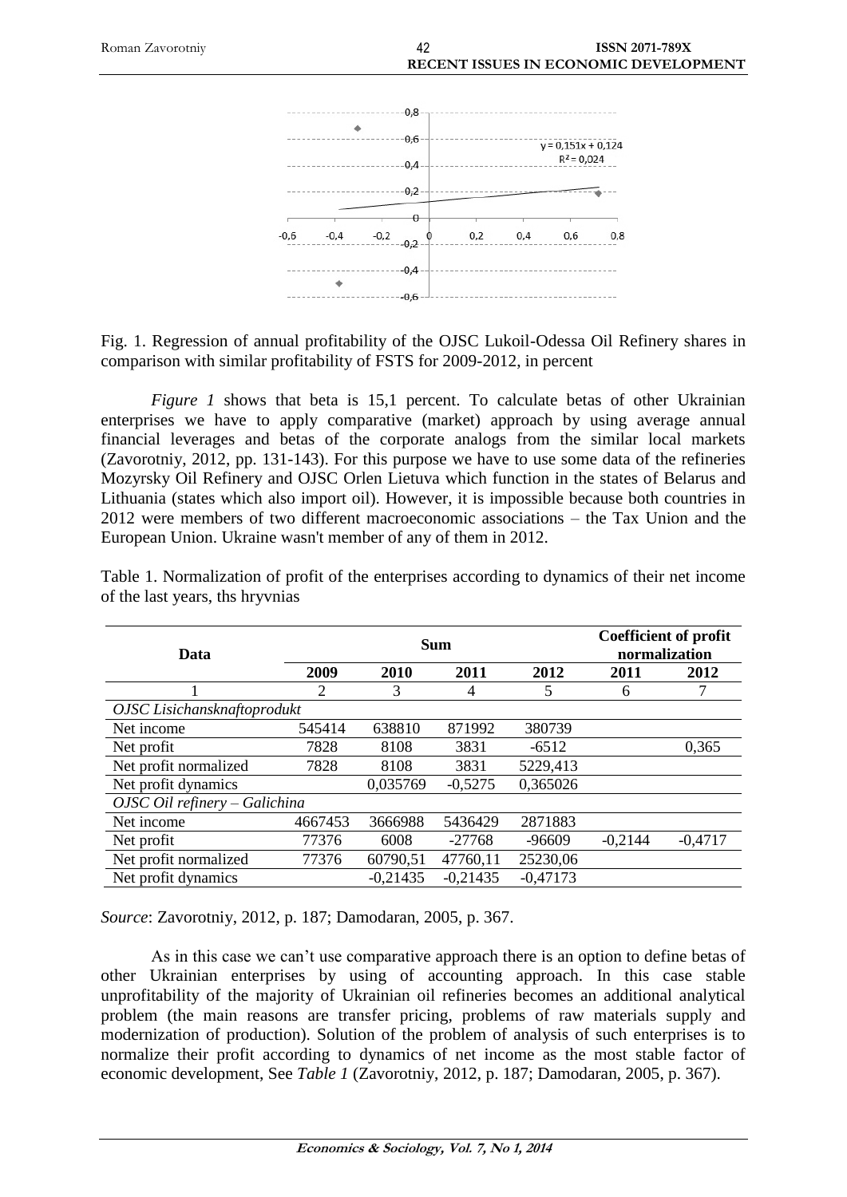Fig. 1. Regression of annual profitability of the OJSC Lukoil-Odessa Oil Refinery shares in comparison with similar profitability of FSTS for 2009-2012, in percent

*Figure 1* shows that beta is 15,1 percent. To calculate betas of other Ukrainian enterprises we have to apply comparative (market) approach by using average annual financial leverages and betas of the corporate analogs from the similar local markets (Zavorotniy, 2012, pp. 131-143). For this purpose we have to use some data of the refineries Mozyrsky Oil Refinery and OJSC Orlen Lietuva which function in the states of Belarus and Lithuania (states which also import oil). However, it is impossible because both countries in 2012 were members of two different macroeconomic associations – the Tax Union and the European Union. Ukraine wasn't member of any of them in 2012.

Table 1. Normalization of profit of the enterprises according to dynamics of their net income of the last years, ths hryvnias

| Data | Sum | | | | Coefficient of profit normalization | |
|---|---|---|---|---|---|---|
| | 2009 | 2010 | 2011 | 2012 | 2011 | 2012 |
| 1 | 2 | 3 | 4 | 5 | 6 | 7 |
| *OJSC Lisichansknaftoprodukt* | | | | | | |
| Net income | 545414 | 638810 | 871992 | 380739 | | |
| Net profit | 7828 | 8108 | 3831 | -6512 | | 0,365 |
| Net profit normalized | 7828 | 8108 | 3831 | 5229,413 | | |
| Net profit dynamics | | 0,035769 | -0,5275 | 0,365026 | | |
| *OJSC Oil refinery – Galichina* | | | | | | |
| Net income | 4667453 | 3666988 | 5436429 | 2871883 | | |
| Net profit | 77376 | 6008 | -27768 | -96609 | -0,2144 | -0,4717 |
| Net profit normalized | 77376 | 60790,51 | 47760,11 | 25230,06 | | |
| Net profit dynamics | | -0,21435 | -0,21435 | -0,47173 | | |

*Source*: Zavorotniy, 2012, p. 187; Damodaran, 2005, p. 367.

As in this case we can't use comparative approach there is an option to define betas of other Ukrainian enterprises by using of accounting approach. In this case stable unprofitability of the majority of Ukrainian oil refineries becomes an additional analytical problem (the main reasons are transfer pricing, problems of raw materials supply and modernization of production). Solution of the problem of analysis of such enterprises is to normalize their profit according to dynamics of net income as the most stable factor of economic development, See *Table 1* (Zavorotniy, 2012, p. 187; Damodaran, 2005, p. 367).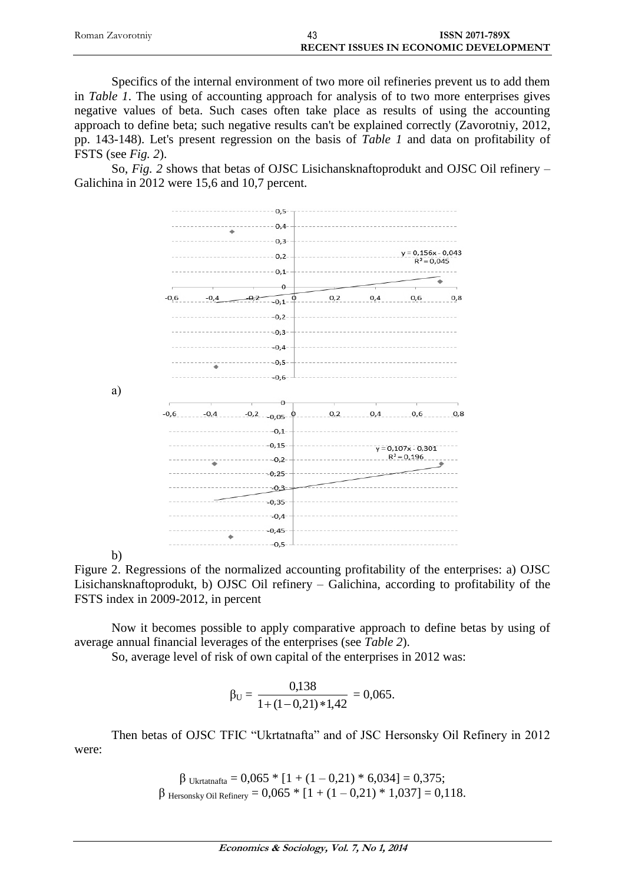Specifics of the internal environment of two more oil refineries prevent us to add them in *Table 1*. The using of accounting approach for analysis of to two more enterprises gives negative values of beta. Such cases often take place as results of using the accounting approach to define beta; such negative results can't be explained correctly (Zavorotniy, 2012, pp. 143-148). Let's present regression on the basis of *Table 1* and data on profitability of FSTS (see *Fig. 2*).

So, *Fig. 2* shows that betas of OJSC Lisichansknaftoprodukt and OJSC Oil refinery – Galichina in 2012 were 15,6 and 10,7 percent.

a)

b)

Figure 2. Regressions of the normalized accounting profitability of the enterprises: a) OJSC Lisichansknaftoprodukt, b) OJSC Oil refinery – Galichina, according to profitability of the FSTS index in 2009-2012, in percent

Now it becomes possible to apply comparative approach to define betas by using of average annual financial leverages of the enterprises (see *Table 2*).

So, average level of risk of own capital of the enterprises in 2012 was:

$$\beta_U = \frac{0{,}138}{1+(1-0{,}21)*1{,}42} = 0{,}065.$$

Then betas of OJSC TFIC "Ukrtatnafta" and of JSC Hersonsky Oil Refinery in 2012 were:

$$\beta_{\text{Ukrtatnafta}} = 0{,}065 * [1 + (1 - 0{,}21) * 6{,}034] = 0{,}375;$$
$$\beta_{\text{Hersonsky Oil Refinery}} = 0{,}065 * [1 + (1 - 0{,}21) * 1{,}037] = 0{,}118.$$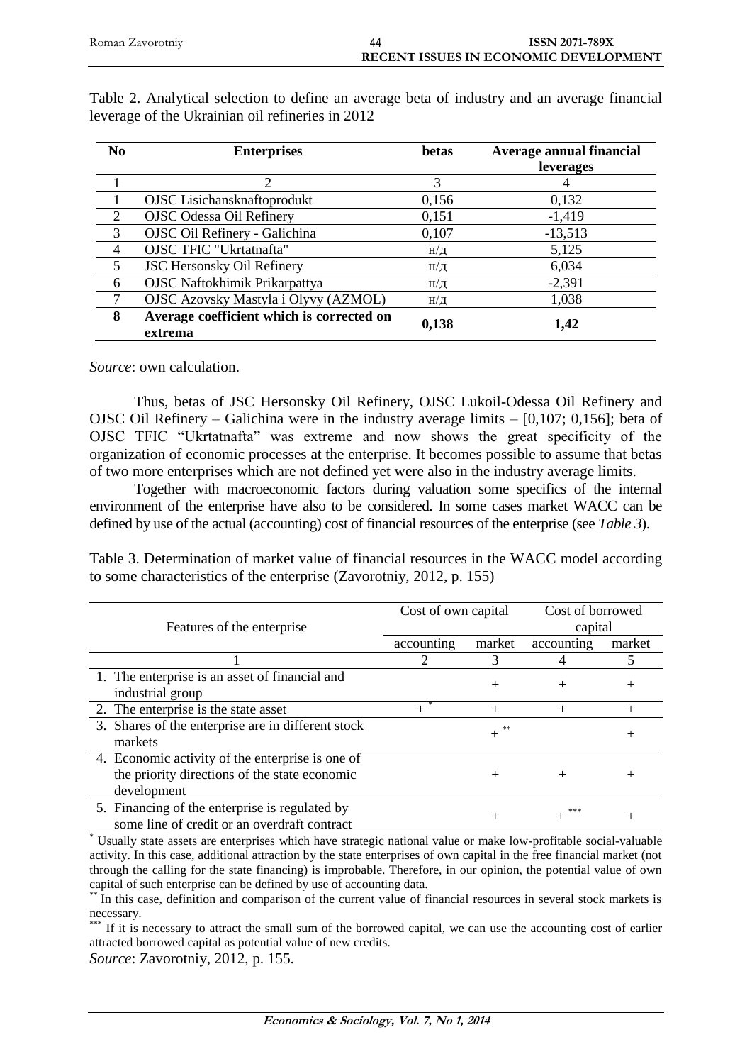Table 2. Analytical selection to define an average beta of industry and an average financial leverage of the Ukrainian oil refineries in 2012

| No | Enterprises | betas | Average annual financial leverages |
|---|---|---|---|
| 1 | 2 | 3 | 4 |
| 1 | OJSC Lisichansknaftoprodukt | 0,156 | 0,132 |
| 2 | OJSC Odessa Oil Refinery | 0,151 | -1,419 |
| 3 | OJSC Oil Refinery - Galichina | 0,107 | -13,513 |
| 4 | OJSC TFIC "Ukrtatnafta" | н/д | 5,125 |
| 5 | JSC Hersonsky Oil Refinery | н/д | 6,034 |
| 6 | OJSC Naftokhimik Prikarpattya | н/д | -2,391 |
| 7 | OJSC Azovsky Mastyla i Olyvy (AZMOL) | н/д | 1,038 |
| **8** | **Average coefficient which is corrected on extrema** | **0,138** | **1,42** |

*Source*: own calculation.

Thus, betas of JSC Hersonsky Oil Refinery, OJSC Lukoil-Odessa Oil Refinery and OJSC Oil Refinery – Galichina were in the industry average limits – [0,107; 0,156]; beta of OJSC TFIC "Ukrtatnafta" was extreme and now shows the great specificity of the organization of economic processes at the enterprise. It becomes possible to assume that betas of two more enterprises which are not defined yet were also in the industry average limits.

Together with macroeconomic factors during valuation some specifics of the internal environment of the enterprise have also to be considered. In some cases market WACC can be defined by use of the actual (accounting) cost of financial resources of the enterprise (see *Table 3*).

Table 3. Determination of market value of financial resources in the WACC model according to some characteristics of the enterprise (Zavorotniy, 2012, p. 155)

| Features of the enterprise | Cost of own capital | | Cost of borrowed capital | |
|---|---|---|---|---|
| | accounting | market | accounting | market |
| 1 | 2 | 3 | 4 | 5 |
| 1. The enterprise is an asset of financial and industrial group | | + | + | + |
| 2. The enterprise is the state asset | + * | + | + | + |
| 3. Shares of the enterprise are in different stock markets | | + ** | | + |
| 4. Economic activity of the enterprise is one of the priority directions of the state economic development | | + | + | + |
| 5. Financing of the enterprise is regulated by some line of credit or an overdraft contract | | + | + *** | + |

* Usually state assets are enterprises which have strategic national value or make low-profitable social-valuable activity. In this case, additional attraction by the state enterprises of own capital in the free financial market (not through the calling for the state financing) is improbable. Therefore, in our opinion, the potential value of own capital of such enterprise can be defined by use of accounting data.

** In this case, definition and comparison of the current value of financial resources in several stock markets is necessary.

*** If it is necessary to attract the small sum of the borrowed capital, we can use the accounting cost of earlier attracted borrowed capital as potential value of new credits.

*Source*: Zavorotniy, 2012, p. 155.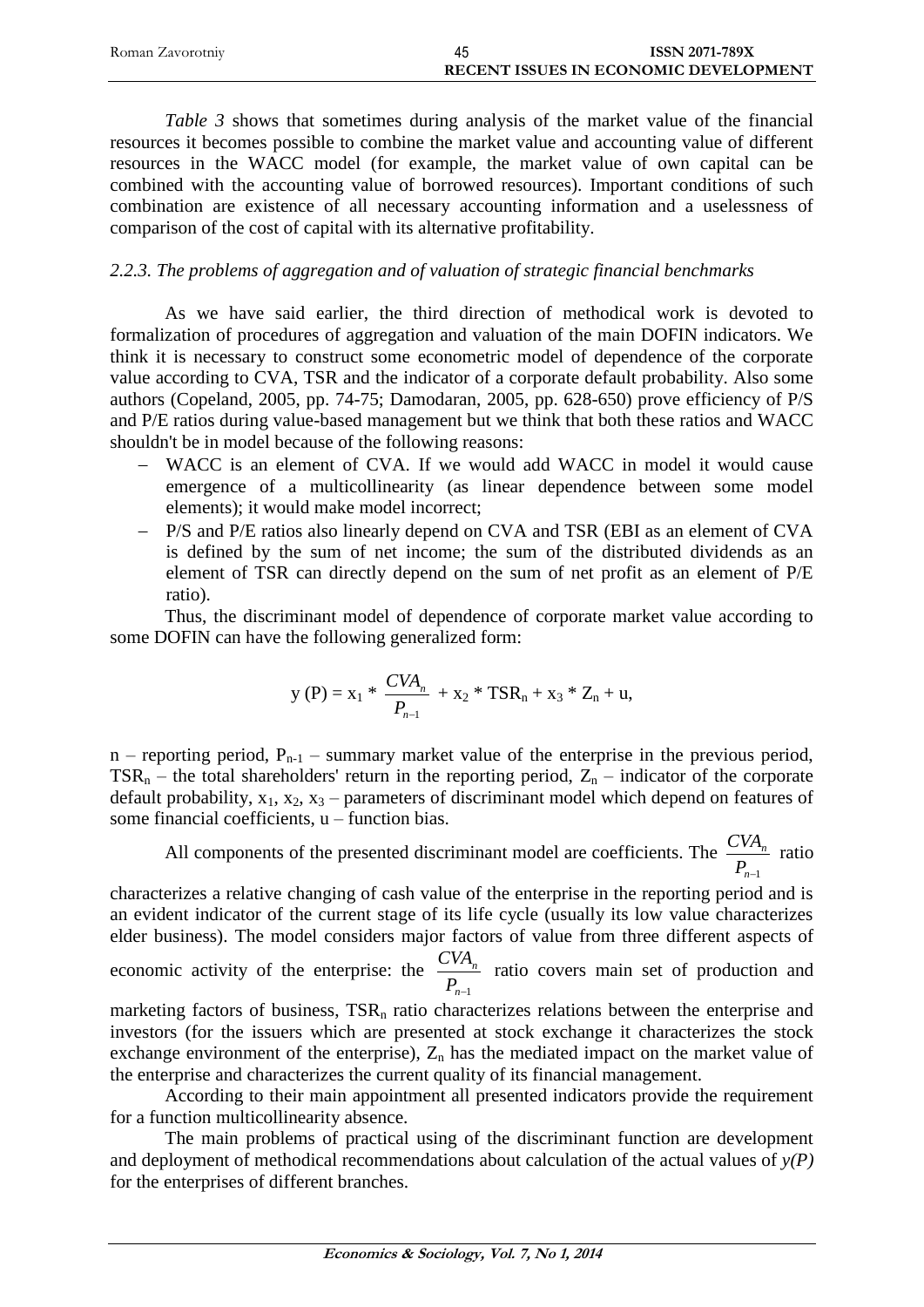*Table 3* shows that sometimes during analysis of the market value of the financial resources it becomes possible to combine the market value and accounting value of different resources in the WACC model (for example, the market value of own capital can be combined with the accounting value of borrowed resources). Important conditions of such combination are existence of all necessary accounting information and a uselessness of comparison of the cost of capital with its alternative profitability.

### *2.2.3. The problems of aggregation and of valuation of strategic financial benchmarks*

As we have said earlier, the third direction of methodical work is devoted to formalization of procedures of aggregation and valuation of the main DOFIN indicators. We think it is necessary to construct some econometric model of dependence of the corporate value according to CVA, TSR and the indicator of a corporate default probability. Also some authors (Copeland, 2005, pp. 74-75; Damodaran, 2005, pp. 628-650) prove efficiency of P/S and P/E ratios during value-based management but we think that both these ratios and WACC shouldn't be in model because of the following reasons:

- WACC is an element of CVA. If we would add WACC in model it would cause emergence of a multicollinearity (as linear dependence between some model elements); it would make model incorrect;
- P/S and P/E ratios also linearly depend on CVA and TSR (EBI as an element of CVA is defined by the sum of net income; the sum of the distributed dividends as an element of TSR can directly depend on the sum of net profit as an element of P/E ratio).

Thus, the discriminant model of dependence of corporate market value according to some DOFIN can have the following generalized form:

$$y(P) = x_1 * \frac{CVA_n}{P_{n-1}} + x_2 * TSR_n + x_3 * Z_n + u,$$

n – reporting period, $P_{n-1}$ – summary market value of the enterprise in the previous period, $TSR_n$ – the total shareholders' return in the reporting period, $Z_n$ – indicator of the corporate default probability, $x_1$, $x_2$, $x_3$ – parameters of discriminant model which depend on features of some financial coefficients, u – function bias.

All components of the presented discriminant model are coefficients. The $\frac{CVA_n}{P_{n-1}}$ ratio characterizes a relative changing of cash value of the enterprise in the reporting period and is an evident indicator of the current stage of its life cycle (usually its low value characterizes elder business). The model considers major factors of value from three different aspects of economic activity of the enterprise: the $\frac{CVA_n}{P_{n-1}}$ ratio covers main set of production and marketing factors of business, $TSR_n$ ratio characterizes relations between the enterprise and investors (for the issuers which are presented at stock exchange it characterizes the stock exchange environment of the enterprise), $Z_n$ has the mediated impact on the market value of the enterprise and characterizes the current quality of its financial management.

According to their main appointment all presented indicators provide the requirement for a function multicollinearity absence.

The main problems of practical using of the discriminant function are development and deployment of methodical recommendations about calculation of the actual values of *y(P)* for the enterprises of different branches.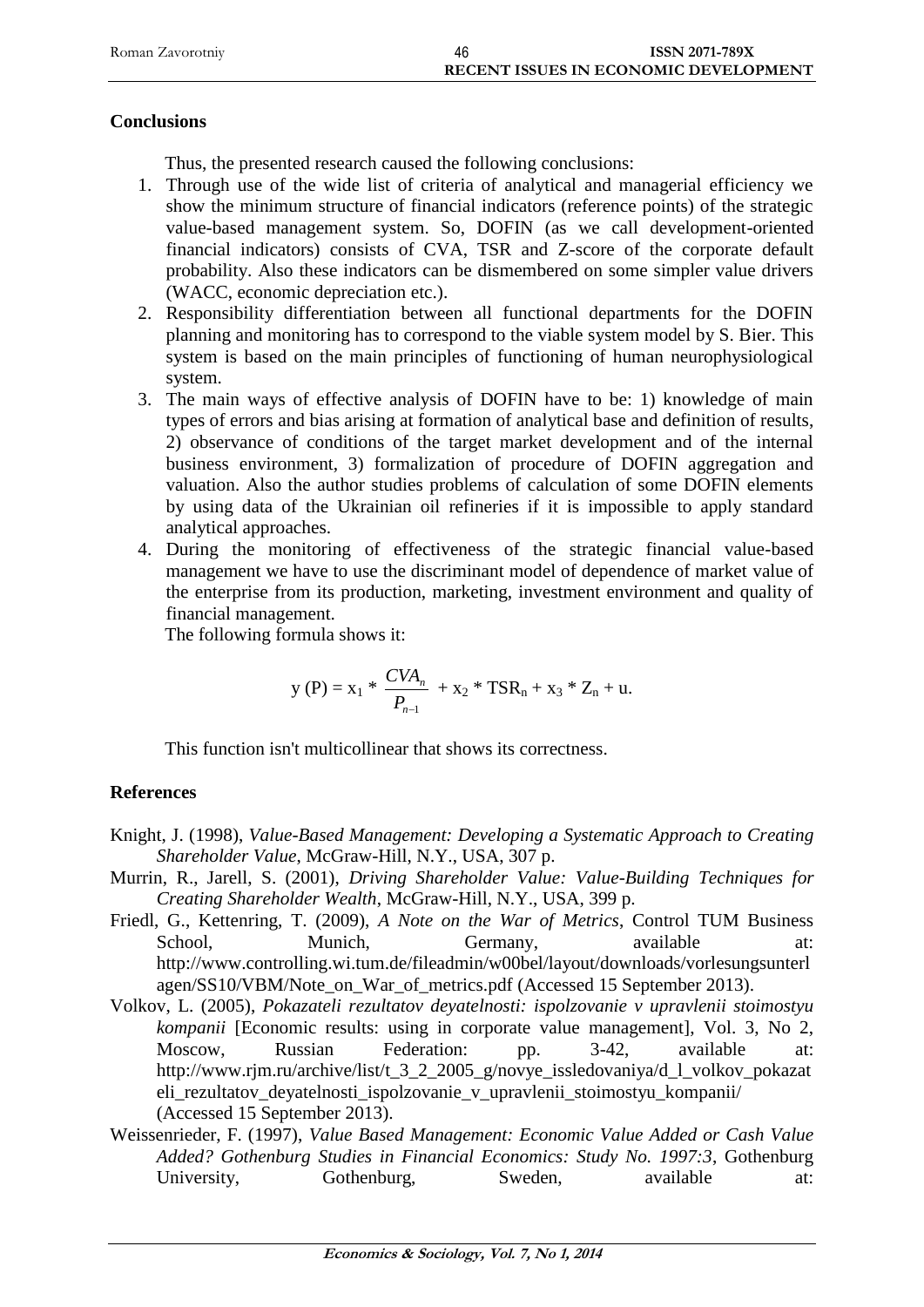## Conclusions

Thus, the presented research caused the following conclusions:

1. Through use of the wide list of criteria of analytical and managerial efficiency we show the minimum structure of financial indicators (reference points) of the strategic value-based management system. So, DOFIN (as we call development-oriented financial indicators) consists of CVA, TSR and Z-score of the corporate default probability. Also these indicators can be dismembered on some simpler value drivers (WACC, economic depreciation etc.).
2. Responsibility differentiation between all functional departments for the DOFIN planning and monitoring has to correspond to the viable system model by S. Bier. This system is based on the main principles of functioning of human neurophysiological system.
3. The main ways of effective analysis of DOFIN have to be: 1) knowledge of main types of errors and bias arising at formation of analytical base and definition of results, 2) observance of conditions of the target market development and of the internal business environment, 3) formalization of procedure of DOFIN aggregation and valuation. Also the author studies problems of calculation of some DOFIN elements by using data of the Ukrainian oil refineries if it is impossible to apply standard analytical approaches.
4. During the monitoring of effectiveness of the strategic financial value-based management we have to use the discriminant model of dependence of market value of the enterprise from its production, marketing, investment environment and quality of financial management.

   The following formula shows it:

$$y\ (P) = x_1 * \frac{CVA_n}{P_{n-1}} + x_2 * TSR_n + x_3 * Z_n + u.$$

This function isn't multicollinear that shows its correctness.

## References

Knight, J. (1998), *Value-Based Management: Developing a Systematic Approach to Creating Shareholder Value*, McGraw-Hill, N.Y., USA, 307 p.

Murrin, R., Jarell, S. (2001), *Driving Shareholder Value: Value-Building Techniques for Creating Shareholder Wealth*, McGraw-Hill, N.Y., USA, 399 p.

Friedl, G., Kettenring, T. (2009), *A Note on the War of Metrics*, Control TUM Business School, Munich, Germany, available at: http://www.controlling.wi.tum.de/fileadmin/w00bel/layout/downloads/vorlesungsunterlagen/SS10/VBM/Note_on_War_of_metrics.pdf (Accessed 15 September 2013).

Volkov, L. (2005), *Pokazateli rezultatov deyatelnosti: ispolzovanie v upravlenii stoimostyu kompanii* [Economic results: using in corporate value management], Vol. 3, No 2, Moscow, Russian Federation: pp. 3-42, available at: http://www.rjm.ru/archive/list/t_3_2_2005_g/novye_issledovaniya/d_l_volkov_pokazateli_rezultatov_deyatelnosti_ispolzovanie_v_upravlenii_stoimostyu_kompanii/ (Accessed 15 September 2013).

Weissenrieder, F. (1997), *Value Based Management: Economic Value Added or Cash Value Added? Gothenburg Studies in Financial Economics: Study No. 1997:3*, Gothenburg University, Gothenburg, Sweden, available at: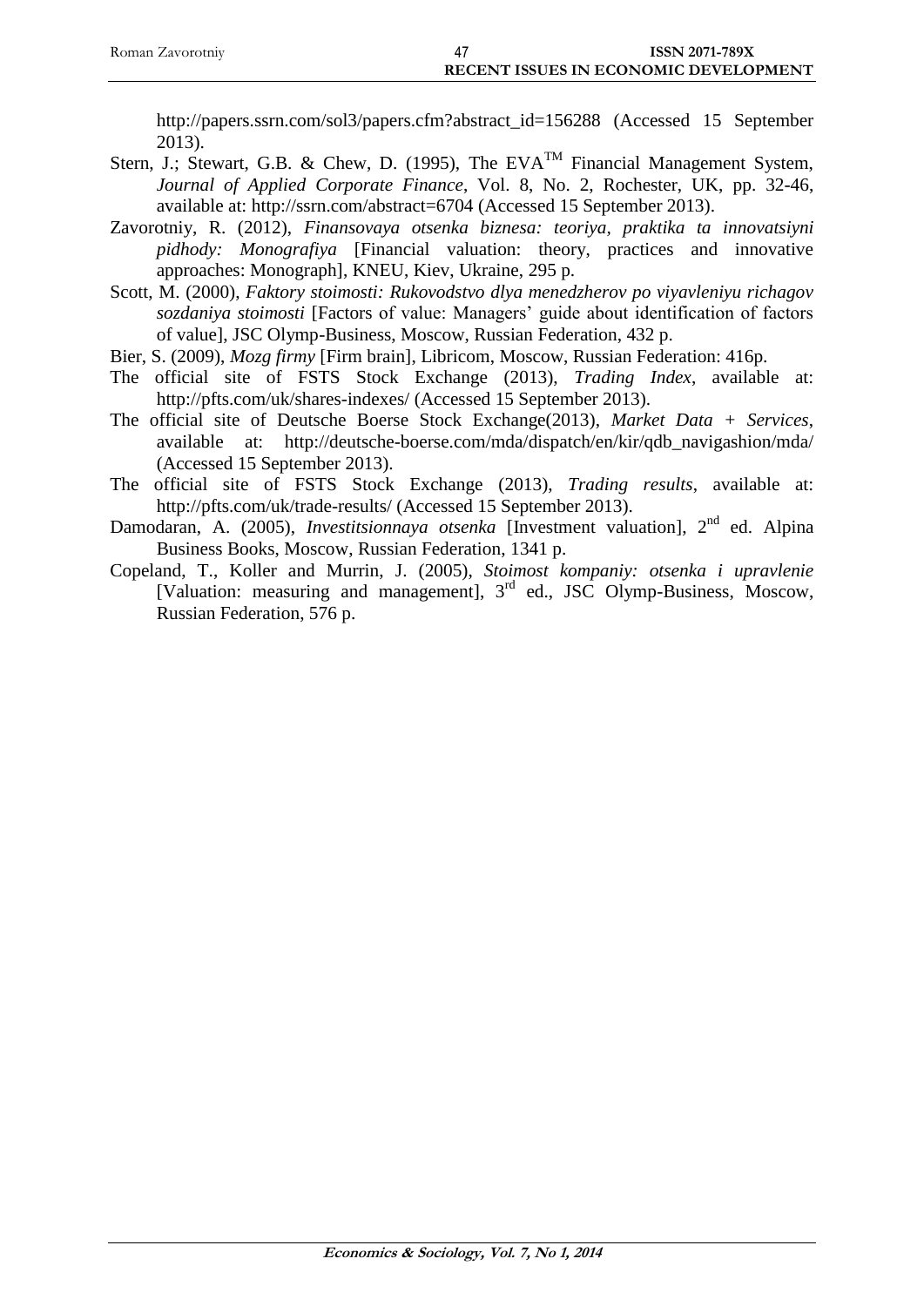http://papers.ssrn.com/sol3/papers.cfm?abstract_id=156288 (Accessed 15 September 2013).

Stern, J.; Stewart, G.B. & Chew, D. (1995), The EVA$^{TM}$ Financial Management System, *Journal of Applied Corporate Finance*, Vol. 8, No. 2, Rochester, UK, pp. 32-46, available at: http://ssrn.com/abstract=6704 (Accessed 15 September 2013).

Zavorotniy, R. (2012), *Finansovaya otsenka biznesa: teoriya, praktika ta innovatsiyni pidhody: Monografiya* [Financial valuation: theory, practices and innovative approaches: Monograph], KNEU, Kiev, Ukraine, 295 p.

Scott, M. (2000), *Faktory stoimosti: Rukovodstvo dlya menedzherov po viyavleniyu richagov sozdaniya stoimosti* [Factors of value: Managers' guide about identification of factors of value], JSC Olymp-Business, Moscow, Russian Federation, 432 p.

Bier, S. (2009), *Mozg firmy* [Firm brain], Libricom, Moscow, Russian Federation: 416p.

The official site of FSTS Stock Exchange (2013), *Trading Index*, available at: http://pfts.com/uk/shares-indexes/ (Accessed 15 September 2013).

The official site of Deutsche Boerse Stock Exchange(2013), *Market Data + Services*, available at: http://deutsche-boerse.com/mda/dispatch/en/kir/qdb_navigashion/mda/ (Accessed 15 September 2013).

The official site of FSTS Stock Exchange (2013), *Trading results*, available at: http://pfts.com/uk/trade-results/ (Accessed 15 September 2013).

Damodaran, A. (2005), *Investitsionnaya otsenka* [Investment valuation], 2$^{nd}$ ed. Alpina Business Books, Moscow, Russian Federation, 1341 p.

Copeland, T., Koller and Murrin, J. (2005), *Stoimost kompaniy: otsenka i upravlenie* [Valuation: measuring and management], 3$^{rd}$ ed., JSC Olymp-Business, Moscow, Russian Federation, 576 p.